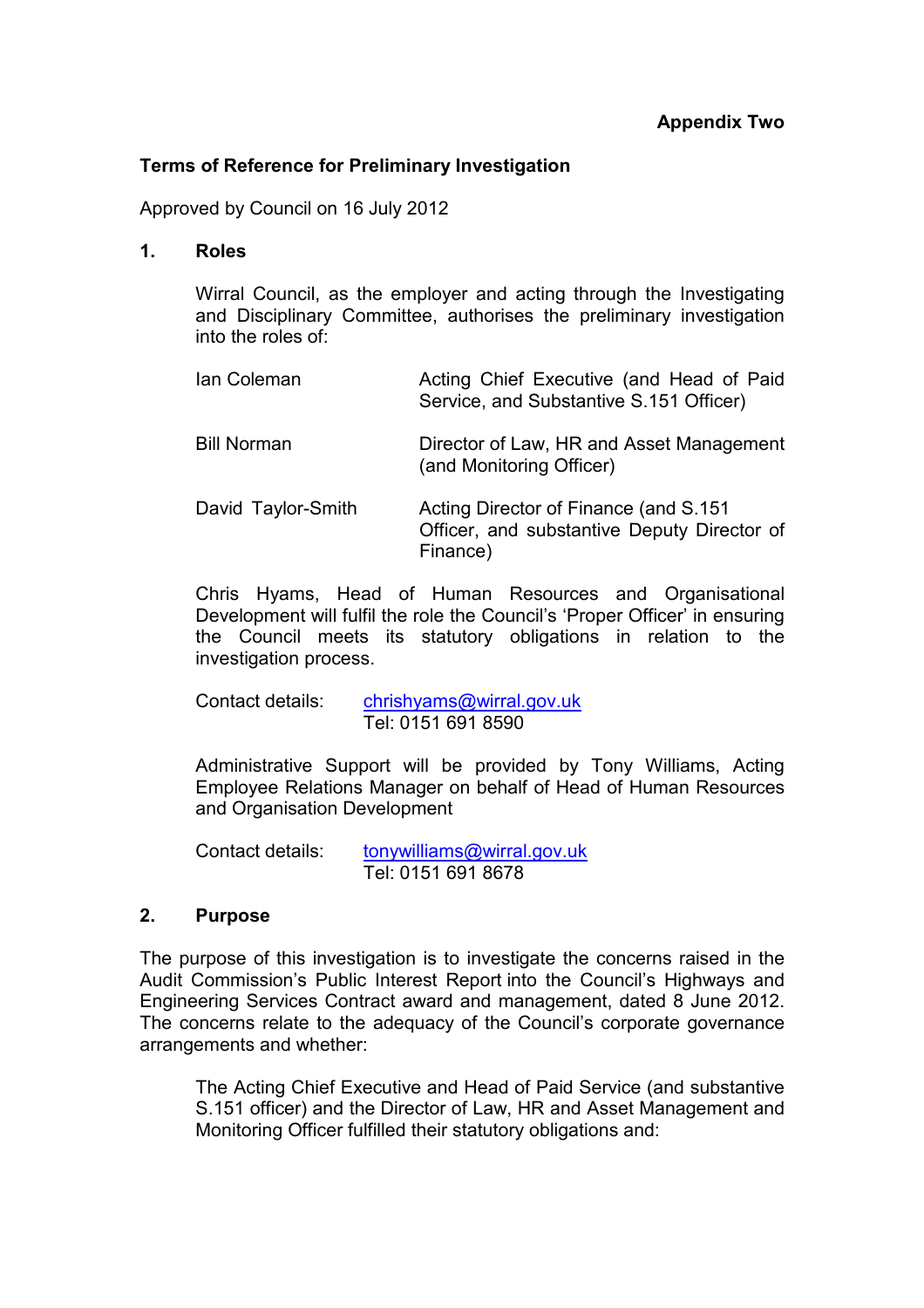**Appendix Two**

**Terms of Reference for Preliminary Investigation**

Approved by Council on 16 July 2012

**1. Roles**

Wirral Council, as the employer and acting through the Investigating and Disciplinary Committee, authorises the preliminary investigation into the roles of:

| | |
|---|---|
| Ian Coleman | Acting Chief Executive (and Head of Paid Service, and Substantive S.151 Officer) |
| Bill Norman | Director of Law, HR and Asset Management (and Monitoring Officer) |
| David Taylor-Smith | Acting Director of Finance (and S.151 Officer, and substantive Deputy Director of Finance) |

Chris Hyams, Head of Human Resources and Organisational Development will fulfil the role the Council's 'Proper Officer' in ensuring the Council meets its statutory obligations in relation to the investigation process.

Contact details: chrishyams@wirral.gov.uk
Tel: 0151 691 8590

Administrative Support will be provided by Tony Williams, Acting Employee Relations Manager on behalf of Head of Human Resources and Organisation Development

Contact details: tonywilliams@wirral.gov.uk
Tel: 0151 691 8678

**2. Purpose**

The purpose of this investigation is to investigate the concerns raised in the Audit Commission's Public Interest Report into the Council's Highways and Engineering Services Contract award and management, dated 8 June 2012. The concerns relate to the adequacy of the Council's corporate governance arrangements and whether:

The Acting Chief Executive and Head of Paid Service (and substantive S.151 officer) and the Director of Law, HR and Asset Management and Monitoring Officer fulfilled their statutory obligations and: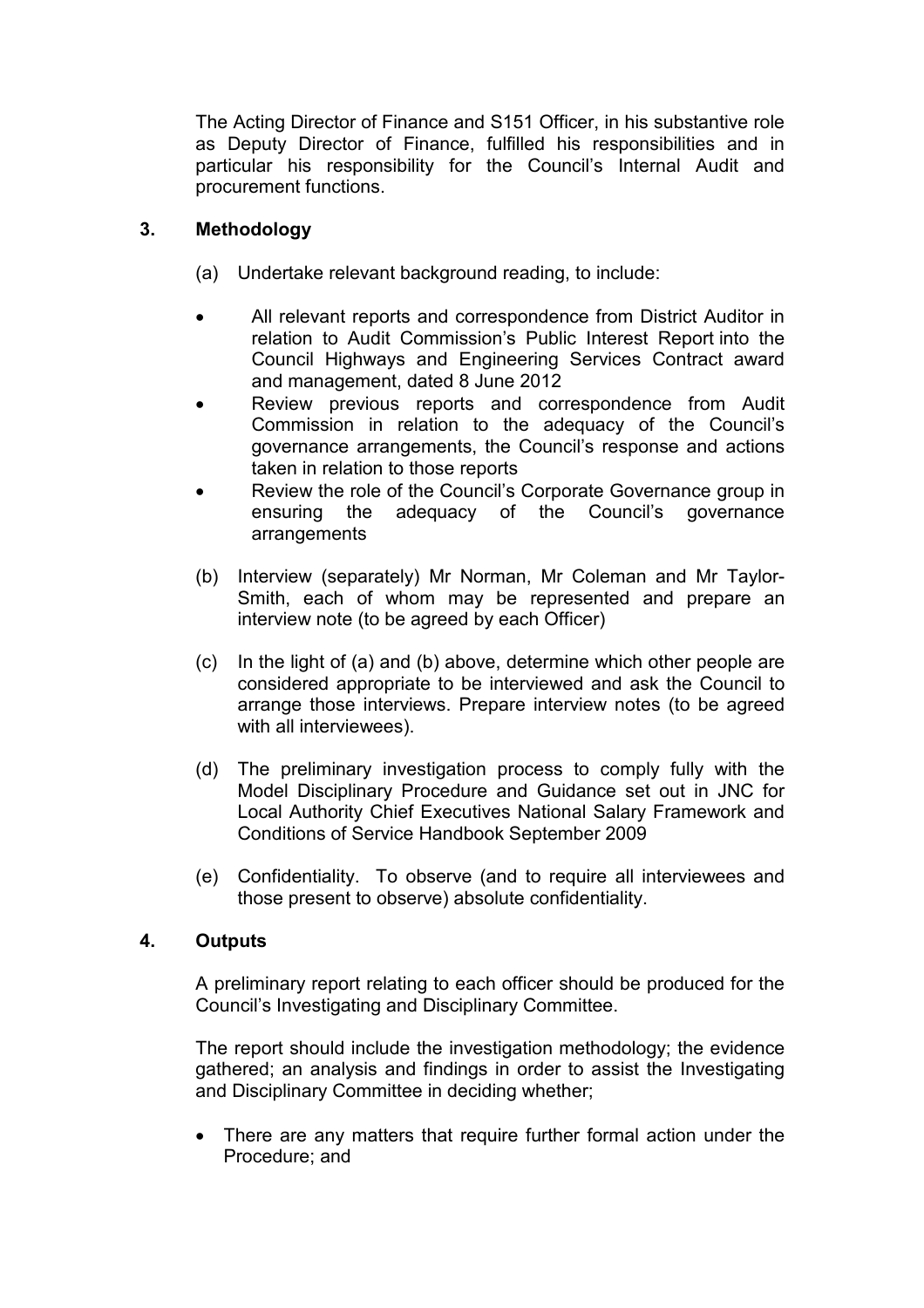The Acting Director of Finance and S151 Officer, in his substantive role as Deputy Director of Finance, fulfilled his responsibilities and in particular his responsibility for the Council's Internal Audit and procurement functions.

## 3. Methodology

(a) Undertake relevant background reading, to include:

- All relevant reports and correspondence from District Auditor in relation to Audit Commission's Public Interest Report into the Council Highways and Engineering Services Contract award and management, dated 8 June 2012
- Review previous reports and correspondence from Audit Commission in relation to the adequacy of the Council's governance arrangements, the Council's response and actions taken in relation to those reports
- Review the role of the Council's Corporate Governance group in ensuring the adequacy of the Council's governance arrangements

(b) Interview (separately) Mr Norman, Mr Coleman and Mr Taylor-Smith, each of whom may be represented and prepare an interview note (to be agreed by each Officer)

(c) In the light of (a) and (b) above, determine which other people are considered appropriate to be interviewed and ask the Council to arrange those interviews. Prepare interview notes (to be agreed with all interviewees).

(d) The preliminary investigation process to comply fully with the Model Disciplinary Procedure and Guidance set out in JNC for Local Authority Chief Executives National Salary Framework and Conditions of Service Handbook September 2009

(e) Confidentiality. To observe (and to require all interviewees and those present to observe) absolute confidentiality.

## 4. Outputs

A preliminary report relating to each officer should be produced for the Council's Investigating and Disciplinary Committee.

The report should include the investigation methodology; the evidence gathered; an analysis and findings in order to assist the Investigating and Disciplinary Committee in deciding whether;

- There are any matters that require further formal action under the Procedure; and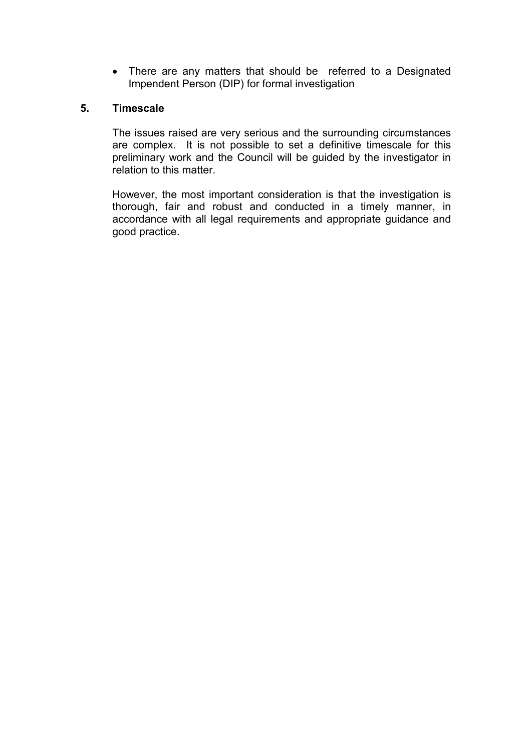- There are any matters that should be referred to a Designated Impendent Person (DIP) for formal investigation

## 5. Timescale

The issues raised are very serious and the surrounding circumstances are complex. It is not possible to set a definitive timescale for this preliminary work and the Council will be guided by the investigator in relation to this matter.

However, the most important consideration is that the investigation is thorough, fair and robust and conducted in a timely manner, in accordance with all legal requirements and appropriate guidance and good practice.